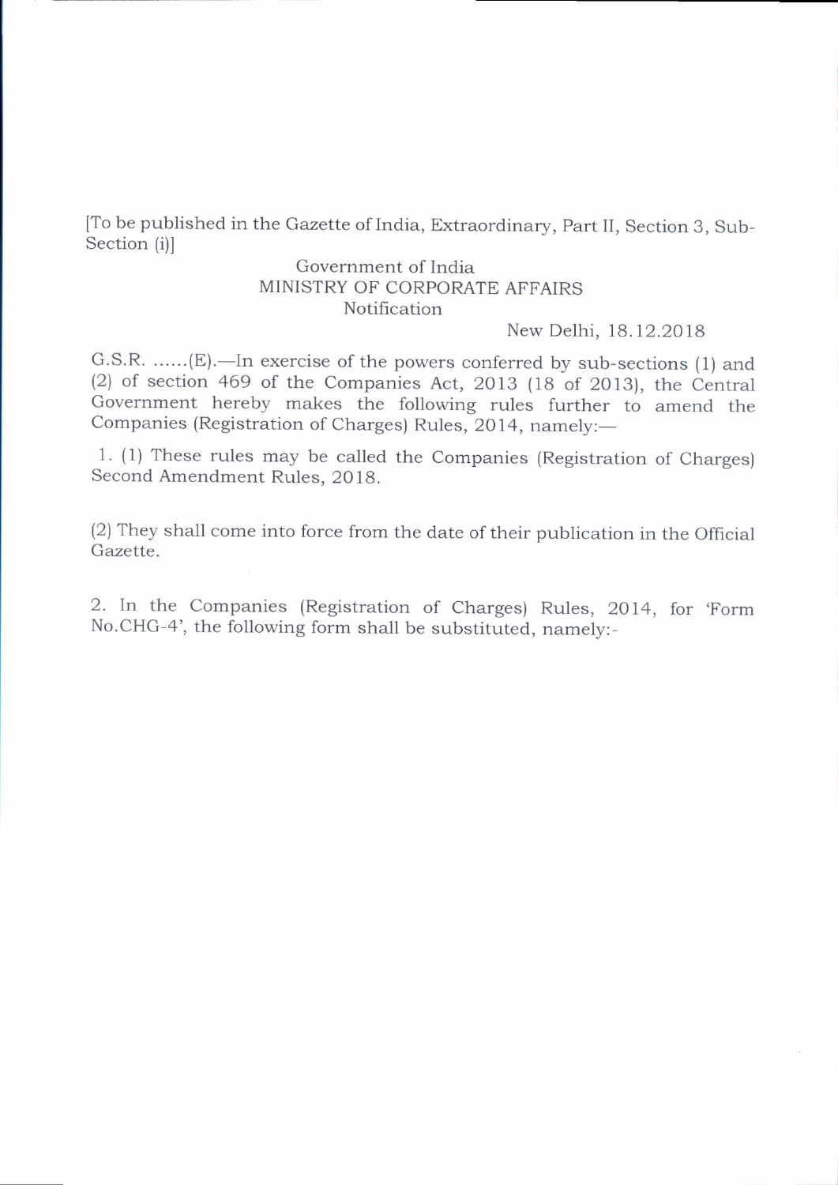[To be published in the Gazette of India, Extraordinary, Part II, Section 3, Sub-Section (i)]

Government of India
MINISTRY OF CORPORATE AFFAIRS
Notification

New Delhi, 18.12.2018

G.S.R. ......(E).—In exercise of the powers conferred by sub-sections (1) and (2) of section 469 of the Companies Act, 2013 (18 of 2013), the Central Government hereby makes the following rules further to amend the Companies (Registration of Charges) Rules, 2014, namely:—

1. (1) These rules may be called the Companies (Registration of Charges) Second Amendment Rules, 2018.

(2) They shall come into force from the date of their publication in the Official Gazette.

2. In the Companies (Registration of Charges) Rules, 2014, for 'Form No.CHG-4', the following form shall be substituted, namely:-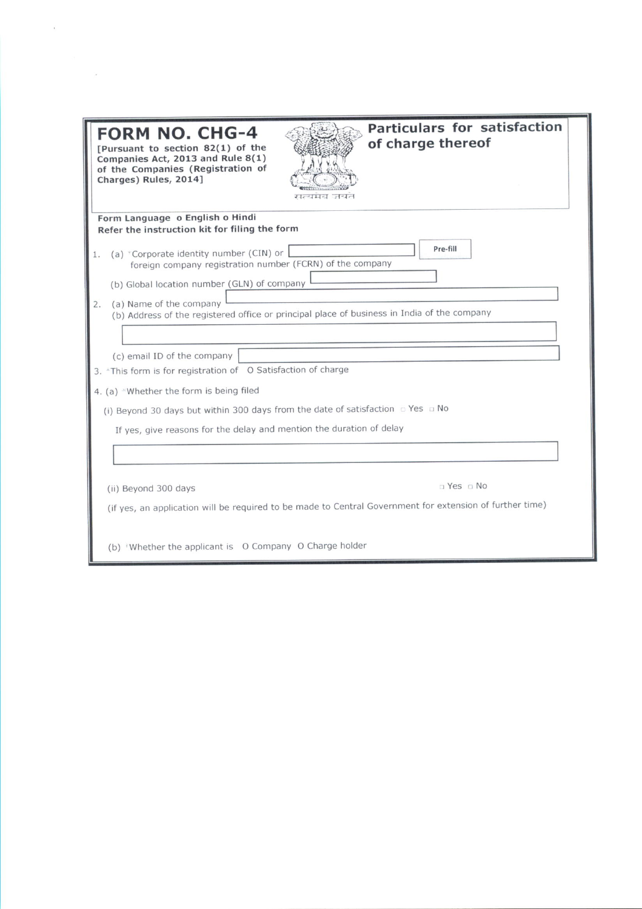# FORM NO. CHG-4

**[Pursuant to section 82(1) of the Companies Act, 2013 and Rule 8(1) of the Companies (Registration of Charges) Rules, 2014]**

सत्यमेव जयते

## Particulars for satisfaction of charge thereof

**Form Language** o English o Hindi

**Refer the instruction kit for filing the form**

1. (a) *Corporate identity number (CIN) or foreign company registration number (FCRN) of the company [ ] Pre-fill

   (b) Global location number (GLN) of company [ ]

2. (a) Name of the company [ ]

   (b) Address of the registered office or principal place of business in India of the company

   [ ]

   (c) email ID of the company [ ]

3. *This form is for registration of O Satisfaction of charge

4. (a) *Whether the form is being filed

   (i) Beyond 30 days but within 300 days from the date of satisfaction ☐ Yes ☐ No

   If yes, give reasons for the delay and mention the duration of delay

   [ ]

   (ii) Beyond 300 days ☐ Yes ☐ No

   (if yes, an application will be required to be made to Central Government for extension of further time)

   (b) *Whether the applicant is O Company O Charge holder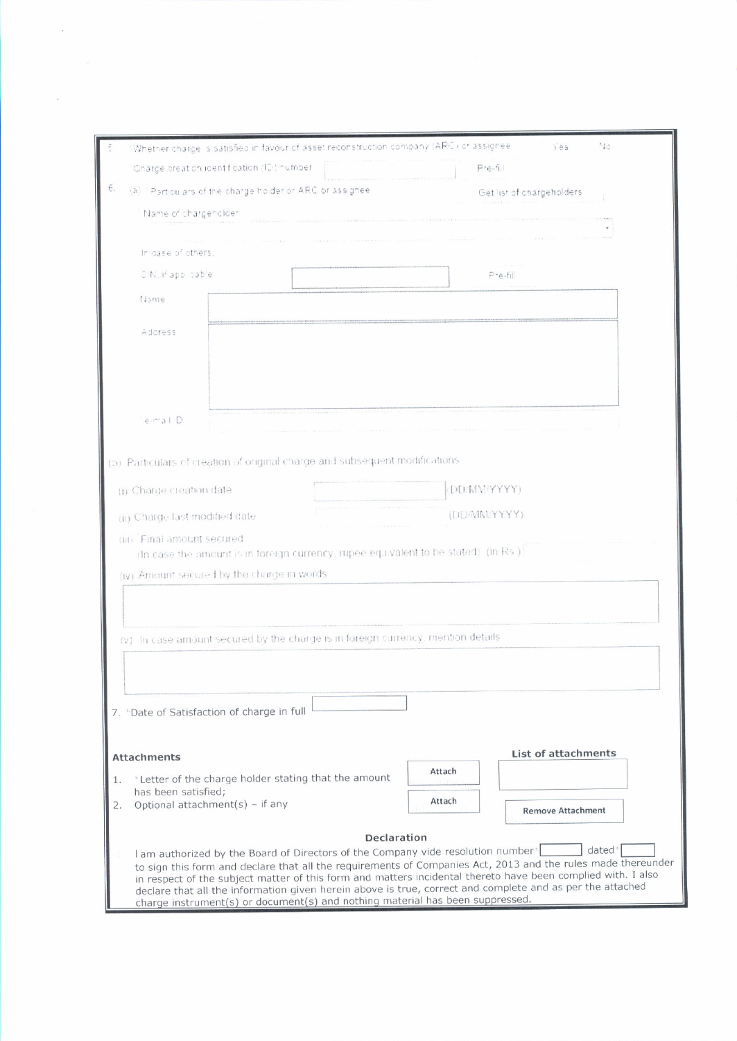5. *Whether charge is satisfied in favour of asset reconstruction company (ARC) or assignee  Yes  No

*Charge creation identification (ID) number  Pre-fill

6. (a) *Particulars of the charge holder or ARC or assignee  Get list of chargeholders

*Name of chargeholder

In case of others,

CIN if applicable  Pre-fill

Name

Address

e-mail ID

(b) Particulars of creation of original charge and subsequent modifications

(i) Charge creation date  (DD/MM/YYYY)

(ii) Charge last modified date  (DD/MM/YYYY)

(iii) *Final amount secured
(In case the amount is in foreign currency, rupee equivalent to be stated) (in Rs.)

(iv) Amount secured by the charge in words

(v) In case amount secured by the charge is in foreign currency, mention details

7. *Date of Satisfaction of charge in full

**Attachments**

1. *Letter of the charge holder stating that the amount has been satisfied;  Attach
2. Optional attachment(s) – if any  Attach

**List of attachments**

Remove Attachment

**Declaration**

I am authorized by the Board of Directors of the Company vide resolution number* dated* to sign this form and declare that all the requirements of Companies Act, 2013 and the rules made thereunder in respect of the subject matter of this form and matters incidental thereto have been complied with. I also declare that all the information given herein above is true, correct and complete and as per the attached charge instrument(s) or document(s) and nothing material has been suppressed.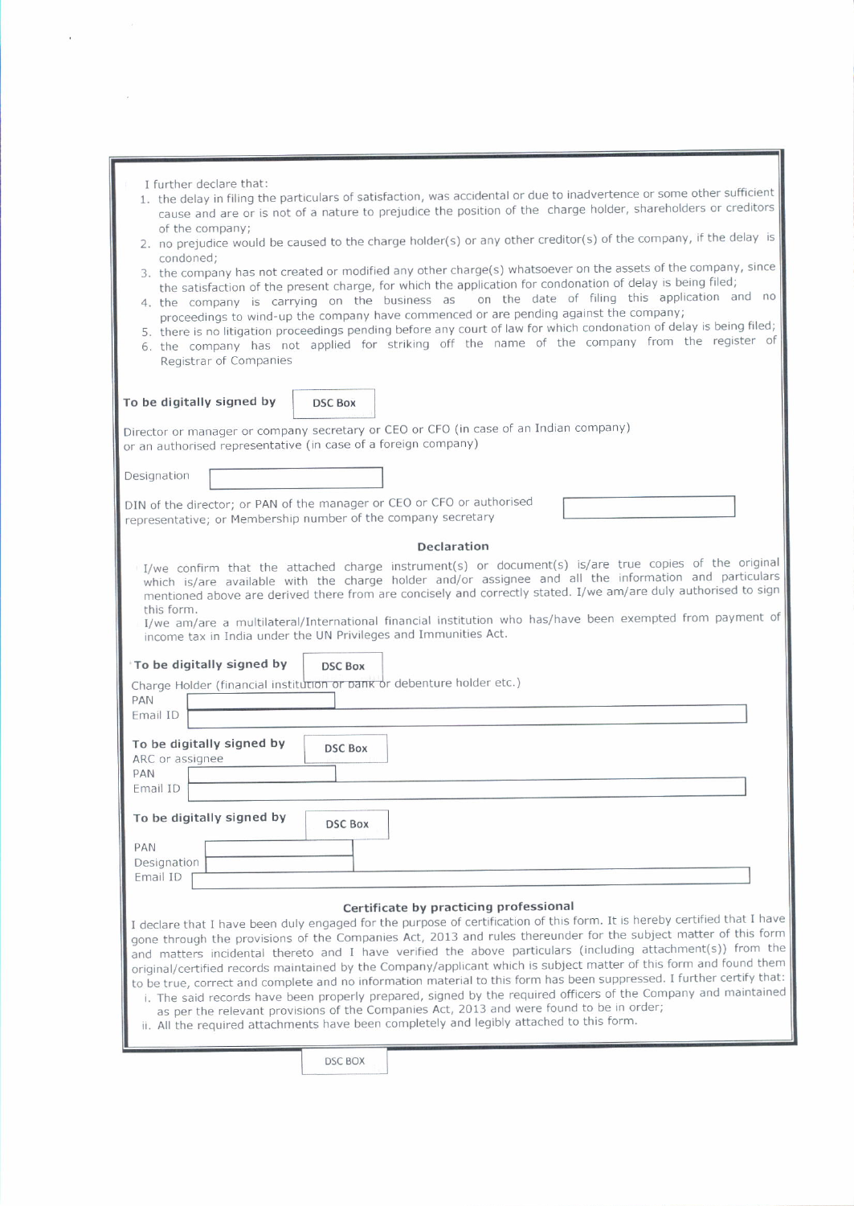I further declare that:

1. the delay in filing the particulars of satisfaction, was accidental or due to inadvertence or some other sufficient cause and are or is not of a nature to prejudice the position of the charge holder, shareholders or creditors of the company;
2. no prejudice would be caused to the charge holder(s) or any other creditor(s) of the company, if the delay is condoned;
3. the company has not created or modified any other charge(s) whatsoever on the assets of the company, since the satisfaction of the present charge, for which the application for condonation of delay is being filed;
4. the company is carrying on the business as on the date of filing this application and no proceedings to wind-up the company have commenced or are pending against the company;
5. there is no litigation proceedings pending before any court of law for which condonation of delay is being filed;
6. the company has not applied for striking off the name of the company from the register of Registrar of Companies

**To be digitally signed by** DSC Box

Director or manager or company secretary or CEO or CFO (in case of an Indian company) or an authorised representative (in case of a foreign company)

Designation

DIN of the director; or PAN of the manager or CEO or CFO or authorised representative; or Membership number of the company secretary

**Declaration**

I/we confirm that the attached charge instrument(s) or document(s) is/are true copies of the original which is/are available with the charge holder and/or assignee and all the information and particulars mentioned above are derived there from are concisely and correctly stated. I/we am/are duly authorised to sign this form.

I/we am/are a multilateral/International financial institution who has/have been exempted from payment of income tax in India under the UN Privileges and Immunities Act.

**To be digitally signed by** DSC Box

Charge Holder (financial institution or bank or debenture holder etc.)

PAN

Email ID

**To be digitally signed by** DSC Box

ARC or assignee

PAN

Email ID

**To be digitally signed by** DSC Box

PAN

Designation

Email ID

**Certificate by practicing professional**

I declare that I have been duly engaged for the purpose of certification of this form. It is hereby certified that I have gone through the provisions of the Companies Act, 2013 and rules thereunder for the subject matter of this form and matters incidental thereto and I have verified the above particulars (including attachment(s)) from the original/certified records maintained by the Company/applicant which is subject matter of this form and found them to be true, correct and complete and no information material to this form has been suppressed. I further certify that:

i. The said records have been properly prepared, signed by the required officers of the Company and maintained as per the relevant provisions of the Companies Act, 2013 and were found to be in order;
ii. All the required attachments have been completely and legibly attached to this form.

DSC BOX